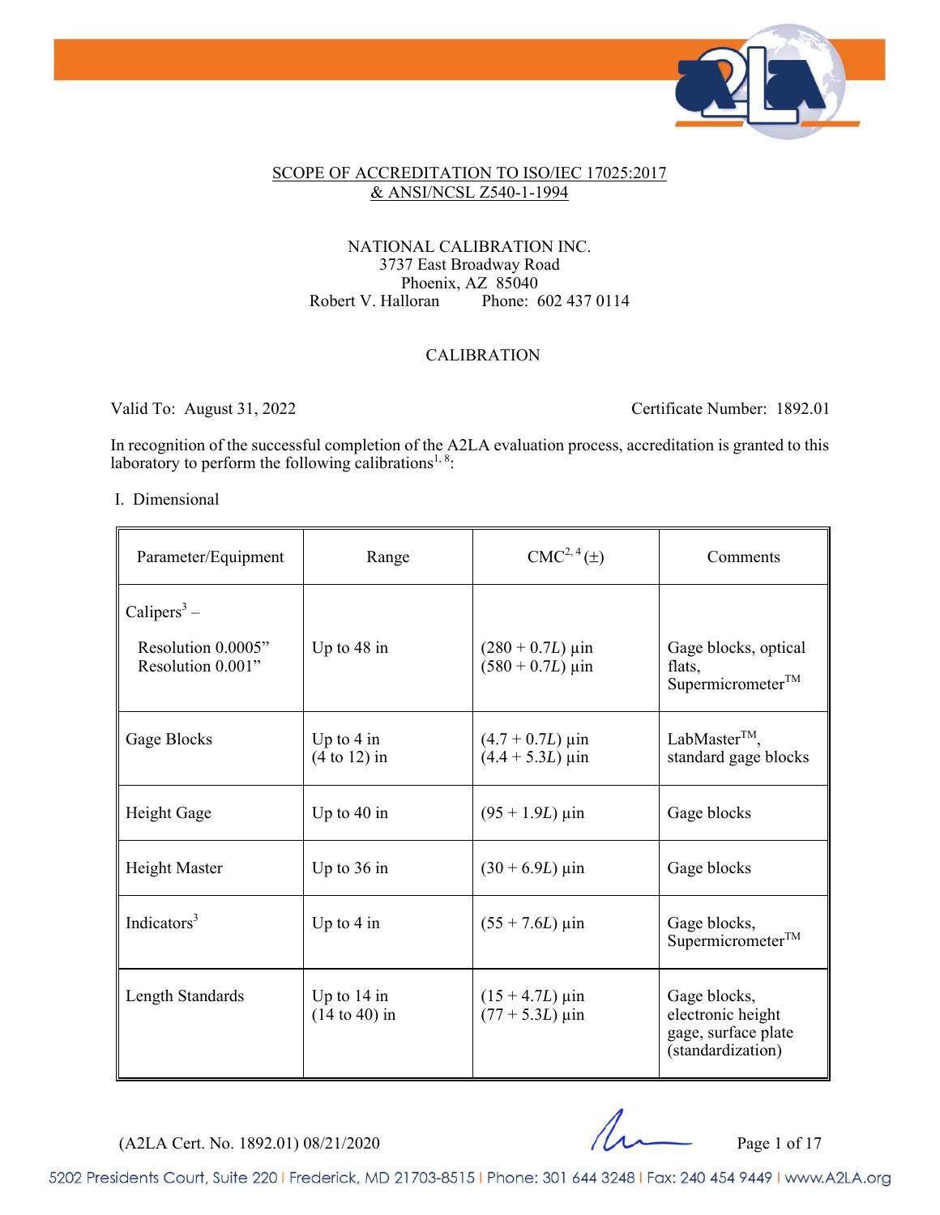## SCOPE OF ACCREDITATION TO ISO/IEC 17025:2017 & ANSI/NCSL Z540-1-1994

NATIONAL CALIBRATION INC.
3737 East Broadway Road
Phoenix, AZ 85040
Robert V. Halloran Phone: 602 437 0114

### CALIBRATION

Valid To: August 31, 2022 Certificate Number: 1892.01

In recognition of the successful completion of the A2LA evaluation process, accreditation is granted to this laboratory to perform the following calibrations[1, 8]:

I. Dimensional

| Parameter/Equipment | Range | CMC[2, 4] (±) | Comments |
|---|---|---|---|
| Calipers[3] – <br> Resolution 0.0005" <br> Resolution 0.001" | Up to 48 in | $(280 + 0.7L)$ µin <br> $(580 + 0.7L)$ µin | Gage blocks, optical flats, Supermicrometer™ |
| Gage Blocks | Up to 4 in <br> (4 to 12) in | $(4.7 + 0.7L)$ µin <br> $(4.4 + 5.3L)$ µin | LabMaster™, standard gage blocks |
| Height Gage | Up to 40 in | $(95 + 1.9L)$ µin | Gage blocks |
| Height Master | Up to 36 in | $(30 + 6.9L)$ µin | Gage blocks |
| Indicators[3] | Up to 4 in | $(55 + 7.6L)$ µin | Gage blocks, Supermicrometer™ |
| Length Standards | Up to 14 in <br> (14 to 40) in | $(15 + 4.7L)$ µin <br> $(77 + 5.3L)$ µin | Gage blocks, electronic height gage, surface plate (standardization) |

(A2LA Cert. No. 1892.01) 08/21/2020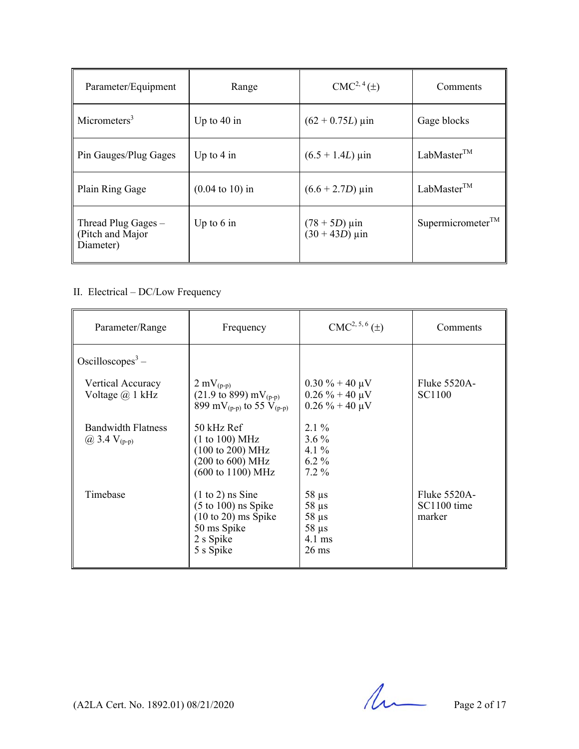| Parameter/Equipment | Range | CMC[2, 4] (±) | Comments |
|---|---|---|---|
| Micrometers[3] | Up to 40 in | $(62 + 0.75L)$ µin | Gage blocks |
| Pin Gauges/Plug Gages | Up to 4 in | $(6.5 + 1.4L)$ µin | LabMaster™ |
| Plain Ring Gage | (0.04 to 10) in | $(6.6 + 2.7D)$ µin | LabMaster™ |
| Thread Plug Gages – (Pitch and Major Diameter) | Up to 6 in | $(78 + 5D)$ µin<br>$(30 + 43D)$ µin | Supermicrometer™ |

II. Electrical – DC/Low Frequency

| Parameter/Range | Frequency | CMC[2, 5, 6] (±) | Comments |
|---|---|---|---|
| Oscilloscopes[3] – | | | |
| Vertical Accuracy Voltage @ 1 kHz | 2 $mV_{(p-p)}$<br>(21.9 to 899) $mV_{(p-p)}$<br>899 $mV_{(p-p)}$ to 55 $V_{(p-p)}$ | 0.30 % + 40 µV<br>0.26 % + 40 µV<br>0.26 % + 40 µV | Fluke 5520A-SC1100 |
| Bandwidth Flatness @ 3.4 $V_{(p-p)}$ | 50 kHz Ref<br>(1 to 100) MHz<br>(100 to 200) MHz<br>(200 to 600) MHz<br>(600 to 1100) MHz | 2.1 %<br>3.6 %<br>4.1 %<br>6.2 %<br>7.2 % | |
| Timebase | (1 to 2) ns Sine<br>(5 to 100) ns Spike<br>(10 to 20) ms Spike<br>50 ms Spike<br>2 s Spike<br>5 s Spike | 58 µs<br>58 µs<br>58 µs<br>58 µs<br>4.1 ms<br>26 ms | Fluke 5520A-SC1100 time marker |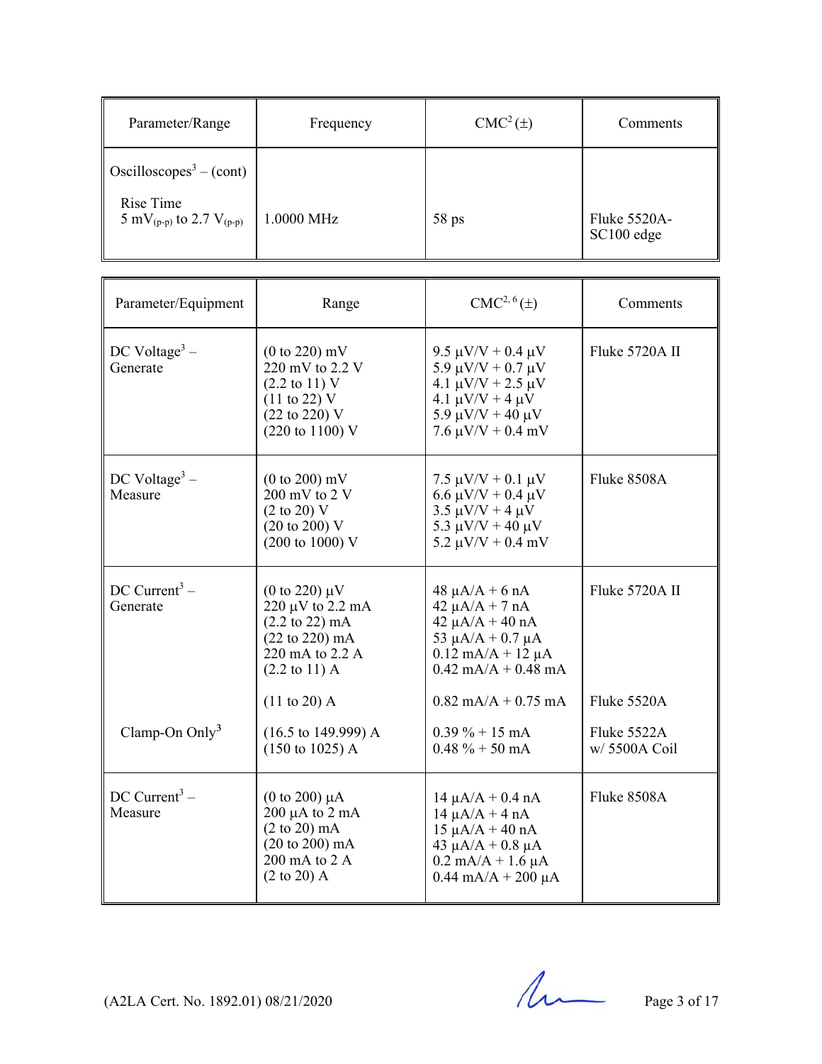| Parameter/Range | Frequency | CMC[2] (±) | Comments |
|---|---|---|---|
| Oscilloscopes[3] – (cont)<br><br>Rise Time<br>5 $mV_{(p-p)}$ to 2.7 $V_{(p-p)}$ | 1.0000 MHz | 58 ps | Fluke 5520A-SC100 edge |

| Parameter/Equipment | Range | CMC[2, 6] (±) | Comments |
|---|---|---|---|
| DC Voltage[3] – Generate | (0 to 220) mV<br>220 mV to 2.2 V<br>(2.2 to 11) V<br>(11 to 22) V<br>(22 to 220) V<br>(220 to 1100) V | 9.5 µV/V + 0.4 µV<br>5.9 µV/V + 0.7 µV<br>4.1 µV/V + 2.5 µV<br>4.1 µV/V + 4 µV<br>5.9 µV/V + 40 µV<br>7.6 µV/V + 0.4 mV | Fluke 5720A II |
| DC Voltage[3] – Measure | (0 to 200) mV<br>200 mV to 2 V<br>(2 to 20) V<br>(20 to 200) V<br>(200 to 1000) V | 7.5 µV/V + 0.1 µV<br>6.6 µV/V + 0.4 µV<br>3.5 µV/V + 4 µV<br>5.3 µV/V + 40 µV<br>5.2 µV/V + 0.4 mV | Fluke 8508A |
| DC Current[3] – Generate | (0 to 220) µV<br>220 µV to 2.2 mA<br>(2.2 to 22) mA<br>(22 to 220) mA<br>220 mA to 2.2 A<br>(2.2 to 11) A | 48 µA/A + 6 nA<br>42 µA/A + 7 nA<br>42 µA/A + 40 nA<br>53 µA/A + 0.7 µA<br>0.12 mA/A + 12 µA<br>0.42 mA/A + 0.48 mA | Fluke 5720A II |
| | (11 to 20) A | 0.82 mA/A + 0.75 mA | Fluke 5520A |
| Clamp-On Only[3] | (16.5 to 149.999) A<br>(150 to 1025) A | 0.39 % + 15 mA<br>0.48 % + 50 mA | Fluke 5522A w/ 5500A Coil |
| DC Current[3] – Measure | (0 to 200) µA<br>200 µA to 2 mA<br>(2 to 20) mA<br>(20 to 200) mA<br>200 mA to 2 A<br>(2 to 20) A | 14 µA/A + 0.4 nA<br>14 µA/A + 4 nA<br>15 µA/A + 40 nA<br>43 µA/A + 0.8 µA<br>0.2 mA/A + 1.6 µA<br>0.44 mA/A + 200 µA | Fluke 8508A |

(A2LA Cert. No. 1892.01) 08/21/2020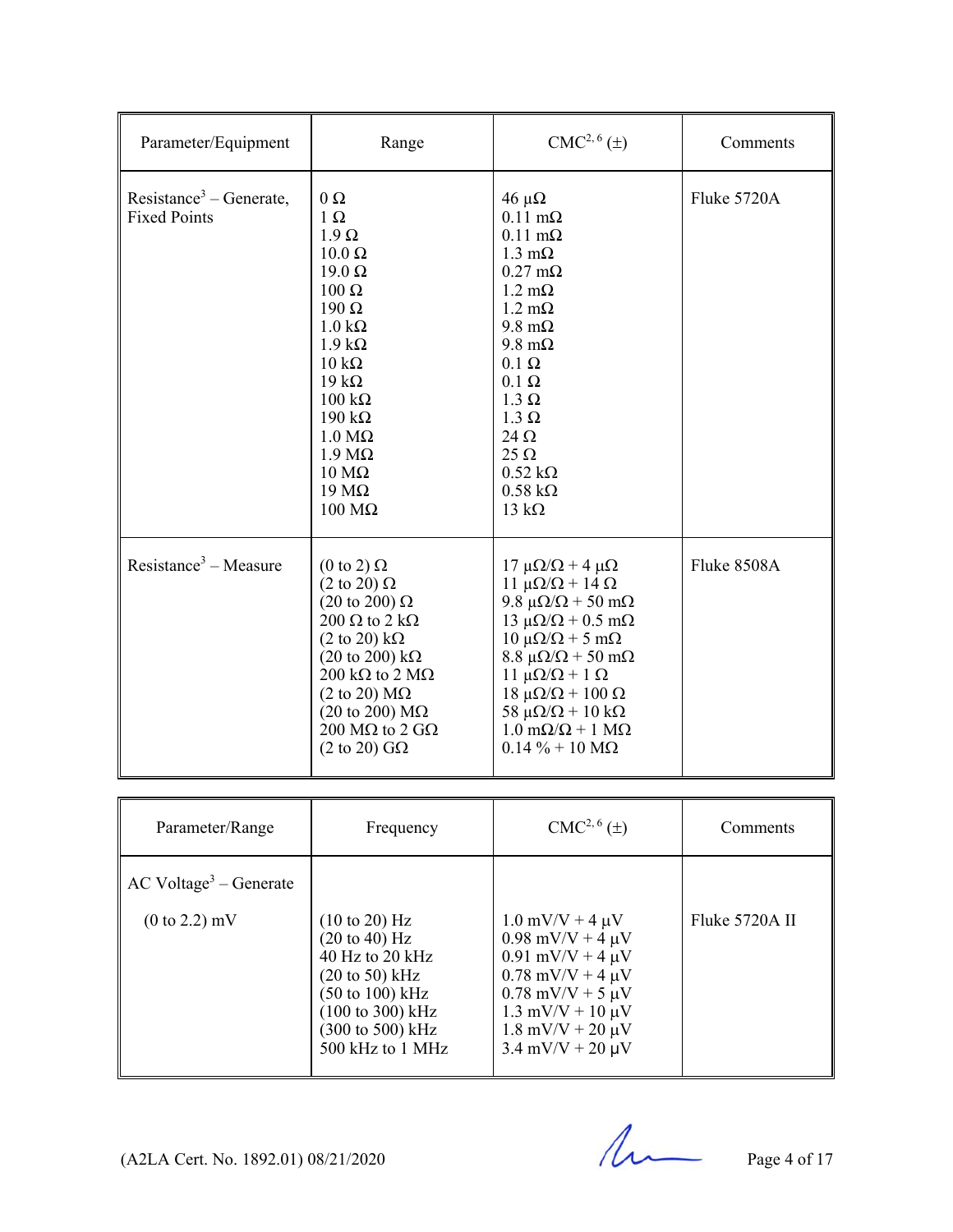| Parameter/Equipment | Range | CMC[2, 6] (±) | Comments |
|---|---|---|---|
| Resistance[3] – Generate, Fixed Points | 0 Ω<br>1 Ω<br>1.9 Ω<br>10.0 Ω<br>19.0 Ω<br>100 Ω<br>190 Ω<br>1.0 kΩ<br>1.9 kΩ<br>10 kΩ<br>19 kΩ<br>100 kΩ<br>190 kΩ<br>1.0 MΩ<br>1.9 MΩ<br>10 MΩ<br>19 MΩ<br>100 MΩ | 46 μΩ<br>0.11 mΩ<br>0.11 mΩ<br>1.3 mΩ<br>0.27 mΩ<br>1.2 mΩ<br>1.2 mΩ<br>9.8 mΩ<br>9.8 mΩ<br>0.1 Ω<br>0.1 Ω<br>1.3 Ω<br>1.3 Ω<br>24 Ω<br>25 Ω<br>0.52 kΩ<br>0.58 kΩ<br>13 kΩ | Fluke 5720A |
| Resistance[3] – Measure | (0 to 2) Ω<br>(2 to 20) Ω<br>(20 to 200) Ω<br>200 Ω to 2 kΩ<br>(2 to 20) kΩ<br>(20 to 200) kΩ<br>200 kΩ to 2 MΩ<br>(2 to 20) MΩ<br>(20 to 200) MΩ<br>200 MΩ to 2 GΩ<br>(2 to 20) GΩ | 17 μΩ/Ω + 4 μΩ<br>11 μΩ/Ω + 14 Ω<br>9.8 μΩ/Ω + 50 mΩ<br>13 μΩ/Ω + 0.5 mΩ<br>10 μΩ/Ω + 5 mΩ<br>8.8 μΩ/Ω + 50 mΩ<br>11 μΩ/Ω + 1 Ω<br>18 μΩ/Ω + 100 Ω<br>58 μΩ/Ω + 10 kΩ<br>1.0 mΩ/Ω + 1 MΩ<br>0.14 % + 10 MΩ | Fluke 8508A |

| Parameter/Range | Frequency | CMC[2, 6] (±) | Comments |
|---|---|---|---|
| AC Voltage[3] – Generate | | | |
| (0 to 2.2) mV | (10 to 20) Hz<br>(20 to 40) Hz<br>40 Hz to 20 kHz<br>(20 to 50) kHz<br>(50 to 100) kHz<br>(100 to 300) kHz<br>(300 to 500) kHz<br>500 kHz to 1 MHz | 1.0 mV/V + 4 μV<br>0.98 mV/V + 4 μV<br>0.91 mV/V + 4 μV<br>0.78 mV/V + 4 μV<br>0.78 mV/V + 5 μV<br>1.3 mV/V + 10 μV<br>1.8 mV/V + 20 μV<br>3.4 mV/V + 20 μV | Fluke 5720A II |

(A2LA Cert. No. 1892.01) 08/21/2020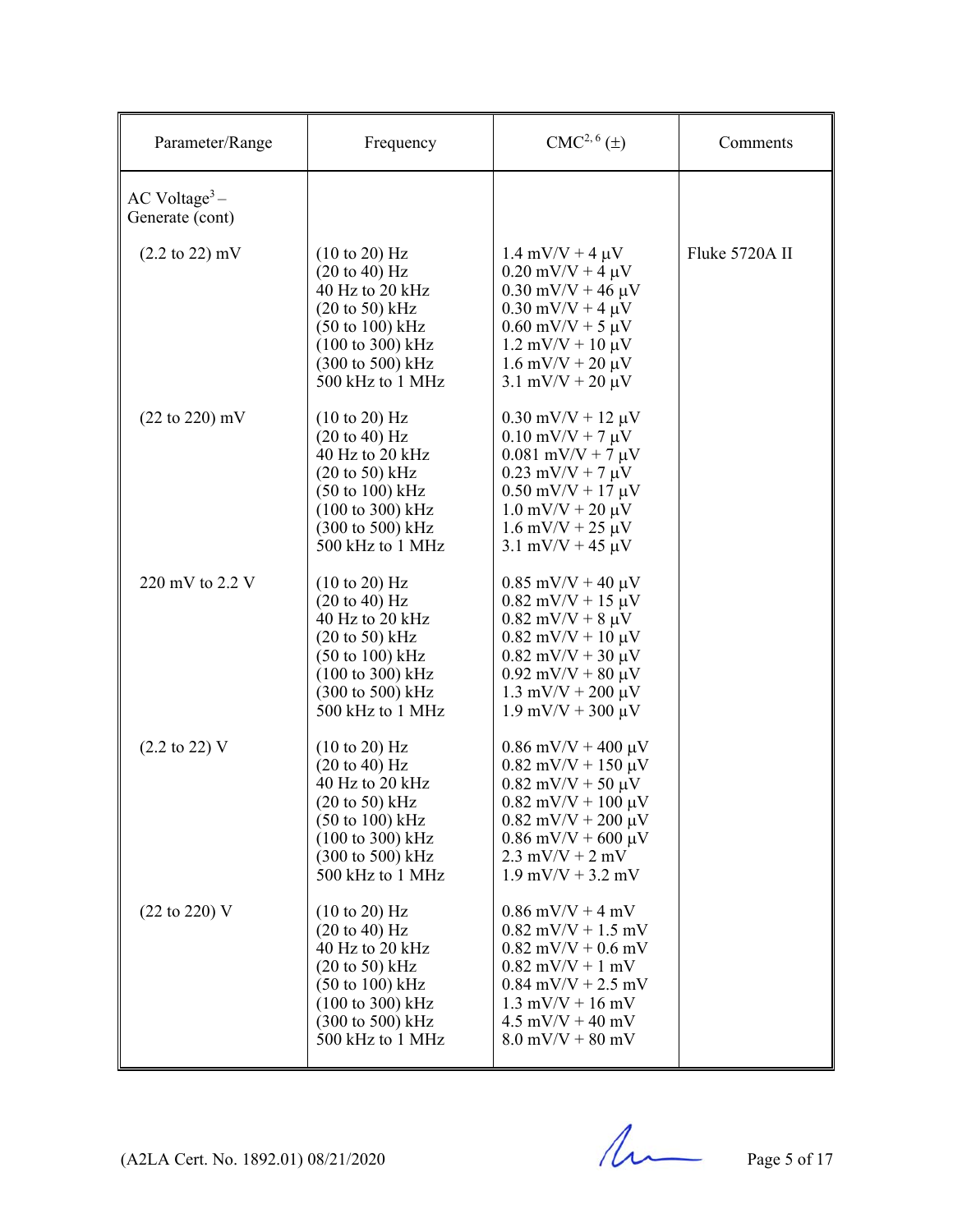| Parameter/Range | Frequency | CMC[2, 6] (±) | Comments |
|---|---|---|---|
| AC Voltage[3] – Generate (cont) | | | |
| (2.2 to 22) mV | (10 to 20) Hz<br>(20 to 40) Hz<br>40 Hz to 20 kHz<br>(20 to 50) kHz<br>(50 to 100) kHz<br>(100 to 300) kHz<br>(300 to 500) kHz<br>500 kHz to 1 MHz | 1.4 mV/V + 4 µV<br>0.20 mV/V + 4 µV<br>0.30 mV/V + 46 µV<br>0.30 mV/V + 4 µV<br>0.60 mV/V + 5 µV<br>1.2 mV/V + 10 µV<br>1.6 mV/V + 20 µV<br>3.1 mV/V + 20 µV | Fluke 5720A II |
| (22 to 220) mV | (10 to 20) Hz<br>(20 to 40) Hz<br>40 Hz to 20 kHz<br>(20 to 50) kHz<br>(50 to 100) kHz<br>(100 to 300) kHz<br>(300 to 500) kHz<br>500 kHz to 1 MHz | 0.30 mV/V + 12 µV<br>0.10 mV/V + 7 µV<br>0.081 mV/V + 7 µV<br>0.23 mV/V + 7 µV<br>0.50 mV/V + 17 µV<br>1.0 mV/V + 20 µV<br>1.6 mV/V + 25 µV<br>3.1 mV/V + 45 µV | |
| 220 mV to 2.2 V | (10 to 20) Hz<br>(20 to 40) Hz<br>40 Hz to 20 kHz<br>(20 to 50) kHz<br>(50 to 100) kHz<br>(100 to 300) kHz<br>(300 to 500) kHz<br>500 kHz to 1 MHz | 0.85 mV/V + 40 µV<br>0.82 mV/V + 15 µV<br>0.82 mV/V + 8 µV<br>0.82 mV/V + 10 µV<br>0.82 mV/V + 30 µV<br>0.92 mV/V + 80 µV<br>1.3 mV/V + 200 µV<br>1.9 mV/V + 300 µV | |
| (2.2 to 22) V | (10 to 20) Hz<br>(20 to 40) Hz<br>40 Hz to 20 kHz<br>(20 to 50) kHz<br>(50 to 100) kHz<br>(100 to 300) kHz<br>(300 to 500) kHz<br>500 kHz to 1 MHz | 0.86 mV/V + 400 µV<br>0.82 mV/V + 150 µV<br>0.82 mV/V + 50 µV<br>0.82 mV/V + 100 µV<br>0.82 mV/V + 200 µV<br>0.86 mV/V + 600 µV<br>2.3 mV/V + 2 mV<br>1.9 mV/V + 3.2 mV | |
| (22 to 220) V | (10 to 20) Hz<br>(20 to 40) Hz<br>40 Hz to 20 kHz<br>(20 to 50) kHz<br>(50 to 100) kHz<br>(100 to 300) kHz<br>(300 to 500) kHz<br>500 kHz to 1 MHz | 0.86 mV/V + 4 mV<br>0.82 mV/V + 1.5 mV<br>0.82 mV/V + 0.6 mV<br>0.82 mV/V + 1 mV<br>0.84 mV/V + 2.5 mV<br>1.3 mV/V + 16 mV<br>4.5 mV/V + 40 mV<br>8.0 mV/V + 80 mV | |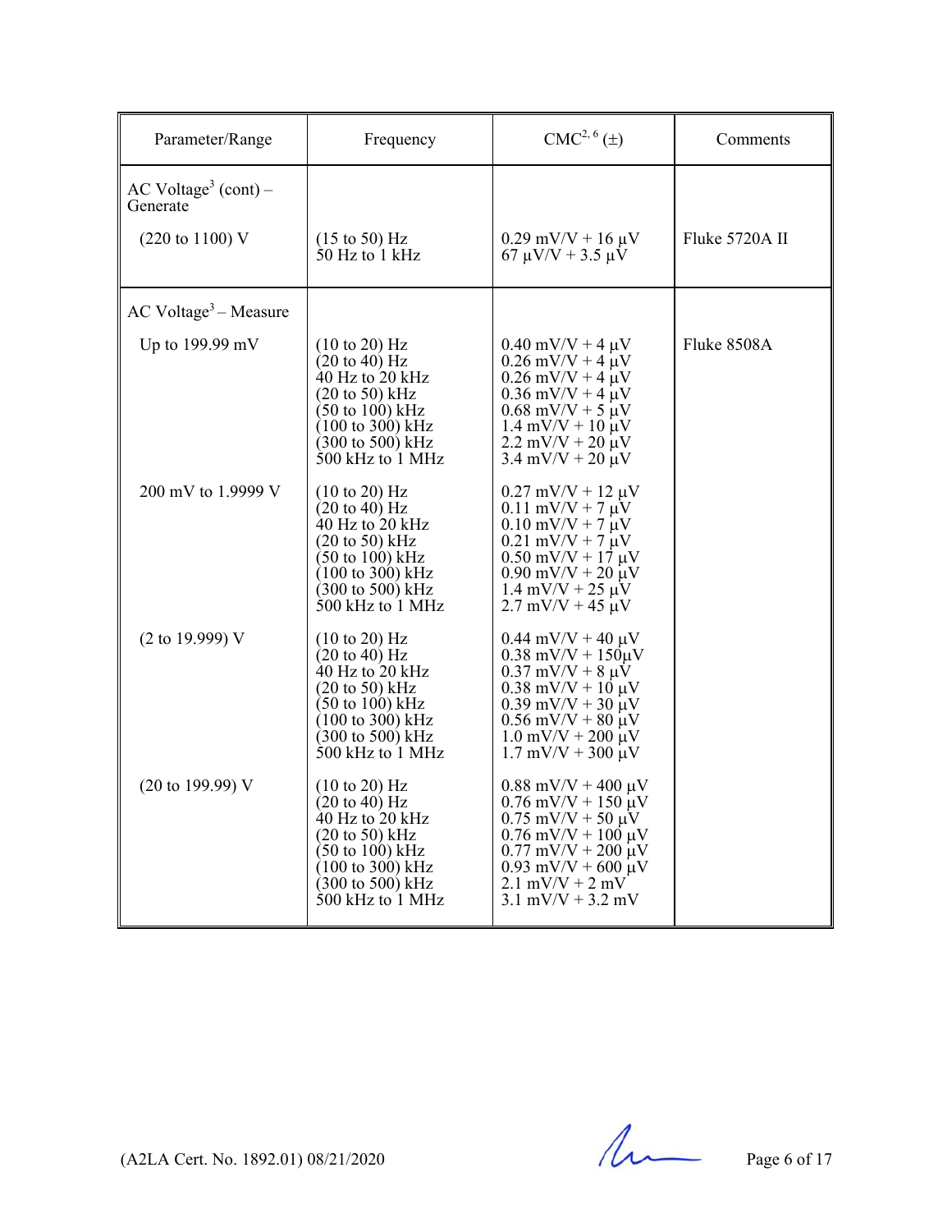| Parameter/Range | Frequency | CMC[2, 6] (±) | Comments |
|---|---|---|---|
| AC Voltage[3] (cont) – Generate | | | |
| (220 to 1100) V | (15 to 50) Hz<br>50 Hz to 1 kHz | 0.29 mV/V + 16 µV<br>67 µV/V + 3.5 µV | Fluke 5720A II |
| AC Voltage[3] – Measure | | | |
| Up to 199.99 mV | (10 to 20) Hz<br>(20 to 40) Hz<br>40 Hz to 20 kHz<br>(20 to 50) kHz<br>(50 to 100) kHz<br>(100 to 300) kHz<br>(300 to 500) kHz<br>500 kHz to 1 MHz | 0.40 mV/V + 4 µV<br>0.26 mV/V + 4 µV<br>0.26 mV/V + 4 µV<br>0.36 mV/V + 4 µV<br>0.68 mV/V + 5 µV<br>1.4 mV/V + 10 µV<br>2.2 mV/V + 20 µV<br>3.4 mV/V + 20 µV | Fluke 8508A |
| 200 mV to 1.9999 V | (10 to 20) Hz<br>(20 to 40) Hz<br>40 Hz to 20 kHz<br>(20 to 50) kHz<br>(50 to 100) kHz<br>(100 to 300) kHz<br>(300 to 500) kHz<br>500 kHz to 1 MHz | 0.27 mV/V + 12 µV<br>0.11 mV/V + 7 µV<br>0.10 mV/V + 7 µV<br>0.21 mV/V + 7 µV<br>0.50 mV/V + 17 µV<br>0.90 mV/V + 20 µV<br>1.4 mV/V + 25 µV<br>2.7 mV/V + 45 µV | |
| (2 to 19.999) V | (10 to 20) Hz<br>(20 to 40) Hz<br>40 Hz to 20 kHz<br>(20 to 50) kHz<br>(50 to 100) kHz<br>(100 to 300) kHz<br>(300 to 500) kHz<br>500 kHz to 1 MHz | 0.44 mV/V + 40 µV<br>0.38 mV/V + 150µV<br>0.37 mV/V + 8 µV<br>0.38 mV/V + 10 µV<br>0.39 mV/V + 30 µV<br>0.56 mV/V + 80 µV<br>1.0 mV/V + 200 µV<br>1.7 mV/V + 300 µV | |
| (20 to 199.99) V | (10 to 20) Hz<br>(20 to 40) Hz<br>40 Hz to 20 kHz<br>(20 to 50) kHz<br>(50 to 100) kHz<br>(100 to 300) kHz<br>(300 to 500) kHz<br>500 kHz to 1 MHz | 0.88 mV/V + 400 µV<br>0.76 mV/V + 150 µV<br>0.75 mV/V + 50 µV<br>0.76 mV/V + 100 µV<br>0.77 mV/V + 200 µV<br>0.93 mV/V + 600 µV<br>2.1 mV/V + 2 mV<br>3.1 mV/V + 3.2 mV | |

(A2LA Cert. No. 1892.01) 08/21/2020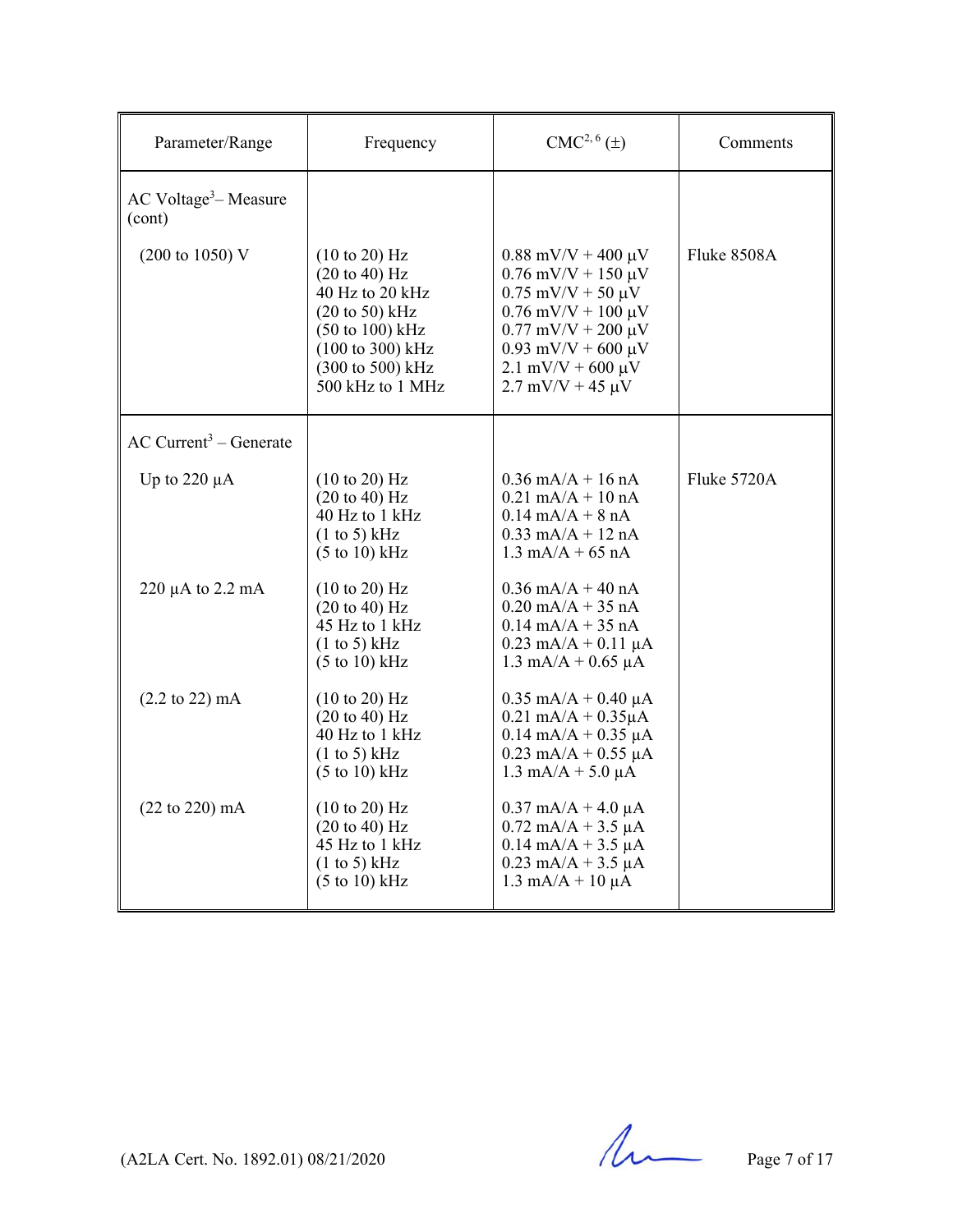| Parameter/Range | Frequency | CMC[2, 6] (±) | Comments |
|---|---|---|---|
| AC Voltage[3]– Measure (cont) | | | |
| (200 to 1050) V | (10 to 20) Hz<br>(20 to 40) Hz<br>40 Hz to 20 kHz<br>(20 to 50) kHz<br>(50 to 100) kHz<br>(100 to 300) kHz<br>(300 to 500) kHz<br>500 kHz to 1 MHz | 0.88 mV/V + 400 µV<br>0.76 mV/V + 150 µV<br>0.75 mV/V + 50 µV<br>0.76 mV/V + 100 µV<br>0.77 mV/V + 200 µV<br>0.93 mV/V + 600 µV<br>2.1 mV/V + 600 µV<br>2.7 mV/V + 45 µV | Fluke 8508A |
| AC Current[3] – Generate | | | |
| Up to 220 µA | (10 to 20) Hz<br>(20 to 40) Hz<br>40 Hz to 1 kHz<br>(1 to 5) kHz<br>(5 to 10) kHz | 0.36 mA/A + 16 nA<br>0.21 mA/A + 10 nA<br>0.14 mA/A + 8 nA<br>0.33 mA/A + 12 nA<br>1.3 mA/A + 65 nA | Fluke 5720A |
| 220 µA to 2.2 mA | (10 to 20) Hz<br>(20 to 40) Hz<br>45 Hz to 1 kHz<br>(1 to 5) kHz<br>(5 to 10) kHz | 0.36 mA/A + 40 nA<br>0.20 mA/A + 35 nA<br>0.14 mA/A + 35 nA<br>0.23 mA/A + 0.11 µA<br>1.3 mA/A + 0.65 µA | |
| (2.2 to 22) mA | (10 to 20) Hz<br>(20 to 40) Hz<br>40 Hz to 1 kHz<br>(1 to 5) kHz<br>(5 to 10) kHz | 0.35 mA/A + 0.40 µA<br>0.21 mA/A + 0.35µA<br>0.14 mA/A + 0.35 µA<br>0.23 mA/A + 0.55 µA<br>1.3 mA/A + 5.0 µA | |
| (22 to 220) mA | (10 to 20) Hz<br>(20 to 40) Hz<br>45 Hz to 1 kHz<br>(1 to 5) kHz<br>(5 to 10) kHz | 0.37 mA/A + 4.0 µA<br>0.72 mA/A + 3.5 µA<br>0.14 mA/A + 3.5 µA<br>0.23 mA/A + 3.5 µA<br>1.3 mA/A + 10 µA | |

(A2LA Cert. No. 1892.01) 08/21/2020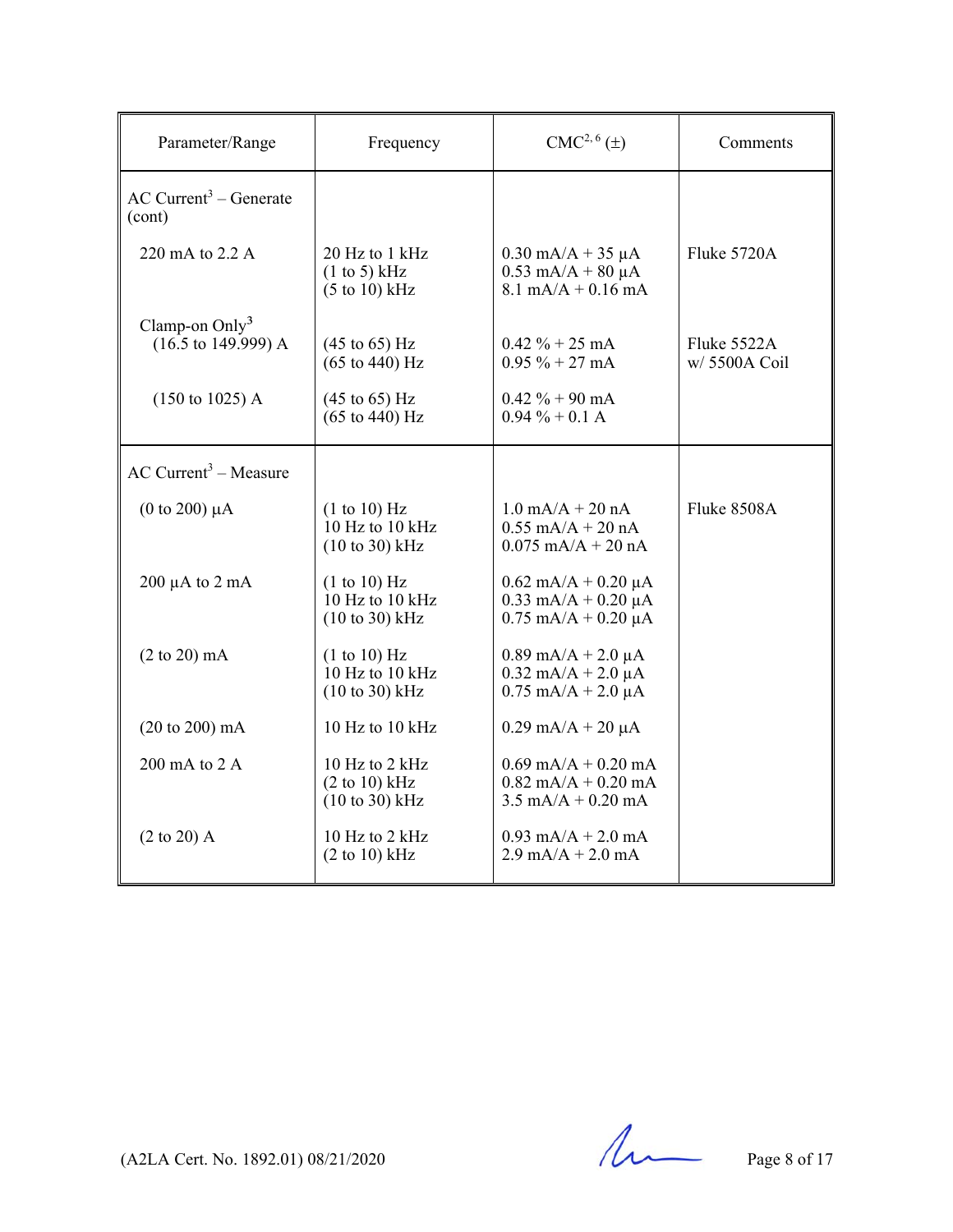| Parameter/Range | Frequency | CMC[2, 6] (±) | Comments |
|---|---|---|---|
| AC Current[3] – Generate (cont) | | | |
| 220 mA to 2.2 A | 20 Hz to 1 kHz<br>(1 to 5) kHz<br>(5 to 10) kHz | 0.30 mA/A + 35 µA<br>0.53 mA/A + 80 µA<br>8.1 mA/A + 0.16 mA | Fluke 5720A |
| Clamp-on Only[3]<br>(16.5 to 149.999) A | (45 to 65) Hz<br>(65 to 440) Hz | 0.42 % + 25 mA<br>0.95 % + 27 mA | Fluke 5522A w/ 5500A Coil |
| (150 to 1025) A | (45 to 65) Hz<br>(65 to 440) Hz | 0.42 % + 90 mA<br>0.94 % + 0.1 A | |
| AC Current[3] – Measure | | | |
| (0 to 200) µA | (1 to 10) Hz<br>10 Hz to 10 kHz<br>(10 to 30) kHz | 1.0 mA/A + 20 nA<br>0.55 mA/A + 20 nA<br>0.075 mA/A + 20 nA | Fluke 8508A |
| 200 µA to 2 mA | (1 to 10) Hz<br>10 Hz to 10 kHz<br>(10 to 30) kHz | 0.62 mA/A + 0.20 µA<br>0.33 mA/A + 0.20 µA<br>0.75 mA/A + 0.20 µA | |
| (2 to 20) mA | (1 to 10) Hz<br>10 Hz to 10 kHz<br>(10 to 30) kHz | 0.89 mA/A + 2.0 µA<br>0.32 mA/A + 2.0 µA<br>0.75 mA/A + 2.0 µA | |
| (20 to 200) mA | 10 Hz to 10 kHz | 0.29 mA/A + 20 µA | |
| 200 mA to 2 A | 10 Hz to 2 kHz<br>(2 to 10) kHz<br>(10 to 30) kHz | 0.69 mA/A + 0.20 mA<br>0.82 mA/A + 0.20 mA<br>3.5 mA/A + 0.20 mA | |
| (2 to 20) A | 10 Hz to 2 kHz<br>(2 to 10) kHz | 0.93 mA/A + 2.0 mA<br>2.9 mA/A + 2.0 mA | |

(A2LA Cert. No. 1892.01) 08/21/2020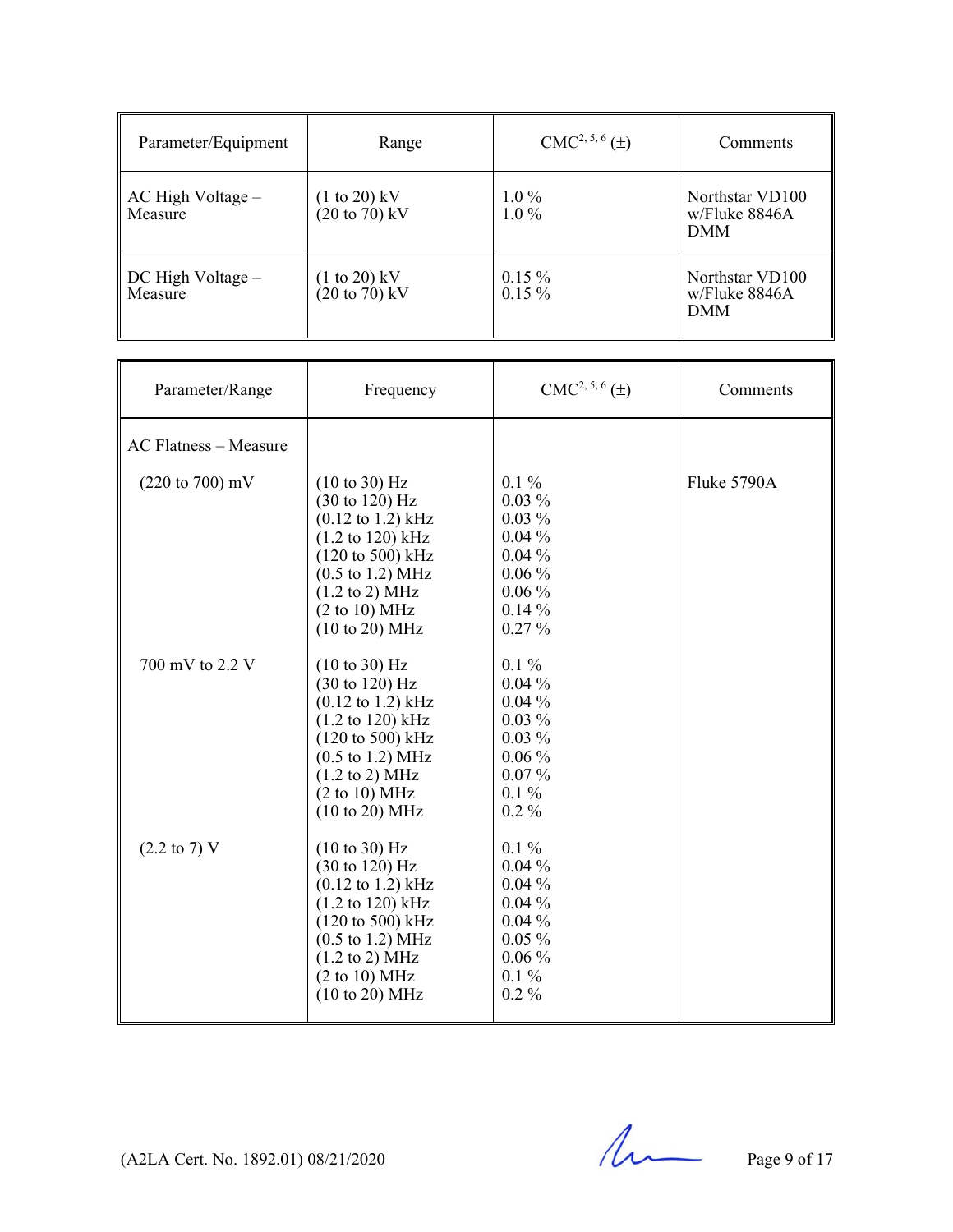| Parameter/Equipment | Range | CMC[2, 5, 6] (±) | Comments |
|---|---|---|---|
| AC High Voltage – Measure | (1 to 20) kV<br>(20 to 70) kV | 1.0 %<br>1.0 % | Northstar VD100 w/Fluke 8846A DMM |
| DC High Voltage – Measure | (1 to 20) kV<br>(20 to 70) kV | 0.15 %<br>0.15 % | Northstar VD100 w/Fluke 8846A DMM |

| Parameter/Range | Frequency | CMC[2, 5, 6] (±) | Comments |
|---|---|---|---|
| AC Flatness – Measure | | | |
| (220 to 700) mV | (10 to 30) Hz<br>(30 to 120) Hz<br>(0.12 to 1.2) kHz<br>(1.2 to 120) kHz<br>(120 to 500) kHz<br>(0.5 to 1.2) MHz<br>(1.2 to 2) MHz<br>(2 to 10) MHz<br>(10 to 20) MHz | 0.1 %<br>0.03 %<br>0.03 %<br>0.04 %<br>0.04 %<br>0.06 %<br>0.06 %<br>0.14 %<br>0.27 % | Fluke 5790A |
| 700 mV to 2.2 V | (10 to 30) Hz<br>(30 to 120) Hz<br>(0.12 to 1.2) kHz<br>(1.2 to 120) kHz<br>(120 to 500) kHz<br>(0.5 to 1.2) MHz<br>(1.2 to 2) MHz<br>(2 to 10) MHz<br>(10 to 20) MHz | 0.1 %<br>0.04 %<br>0.04 %<br>0.03 %<br>0.03 %<br>0.06 %<br>0.07 %<br>0.1 %<br>0.2 % | |
| (2.2 to 7) V | (10 to 30) Hz<br>(30 to 120) Hz<br>(0.12 to 1.2) kHz<br>(1.2 to 120) kHz<br>(120 to 500) kHz<br>(0.5 to 1.2) MHz<br>(1.2 to 2) MHz<br>(2 to 10) MHz<br>(10 to 20) MHz | 0.1 %<br>0.04 %<br>0.04 %<br>0.04 %<br>0.04 %<br>0.05 %<br>0.06 %<br>0.1 %<br>0.2 % | |

(A2LA Cert. No. 1892.01) 08/21/2020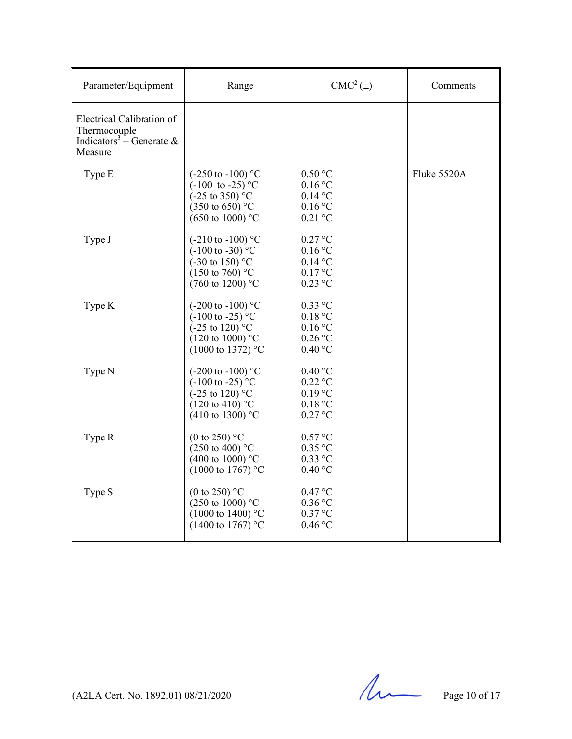| Parameter/Equipment | Range | CMC[2] (±) | Comments |
|---|---|---|---|
| Electrical Calibration of Thermocouple Indicators[3] – Generate & Measure | | | |
| Type E | (-250 to -100) °C<br>(-100 to -25) °C<br>(-25 to 350) °C<br>(350 to 650) °C<br>(650 to 1000) °C | 0.50 °C<br>0.16 °C<br>0.14 °C<br>0.16 °C<br>0.21 °C | Fluke 5520A |
| Type J | (-210 to -100) °C<br>(-100 to -30) °C<br>(-30 to 150) °C<br>(150 to 760) °C<br>(760 to 1200) °C | 0.27 °C<br>0.16 °C<br>0.14 °C<br>0.17 °C<br>0.23 °C | |
| Type K | (-200 to -100) °C<br>(-100 to -25) °C<br>(-25 to 120) °C<br>(120 to 1000) °C<br>(1000 to 1372) °C | 0.33 °C<br>0.18 °C<br>0.16 °C<br>0.26 °C<br>0.40 °C | |
| Type N | (-200 to -100) °C<br>(-100 to -25) °C<br>(-25 to 120) °C<br>(120 to 410) °C<br>(410 to 1300) °C | 0.40 °C<br>0.22 °C<br>0.19 °C<br>0.18 °C<br>0.27 °C | |
| Type R | (0 to 250) °C<br>(250 to 400) °C<br>(400 to 1000) °C<br>(1000 to 1767) °C | 0.57 °C<br>0.35 °C<br>0.33 °C<br>0.40 °C | |
| Type S | (0 to 250) °C<br>(250 to 1000) °C<br>(1000 to 1400) °C<br>(1400 to 1767) °C | 0.47 °C<br>0.36 °C<br>0.37 °C<br>0.46 °C | |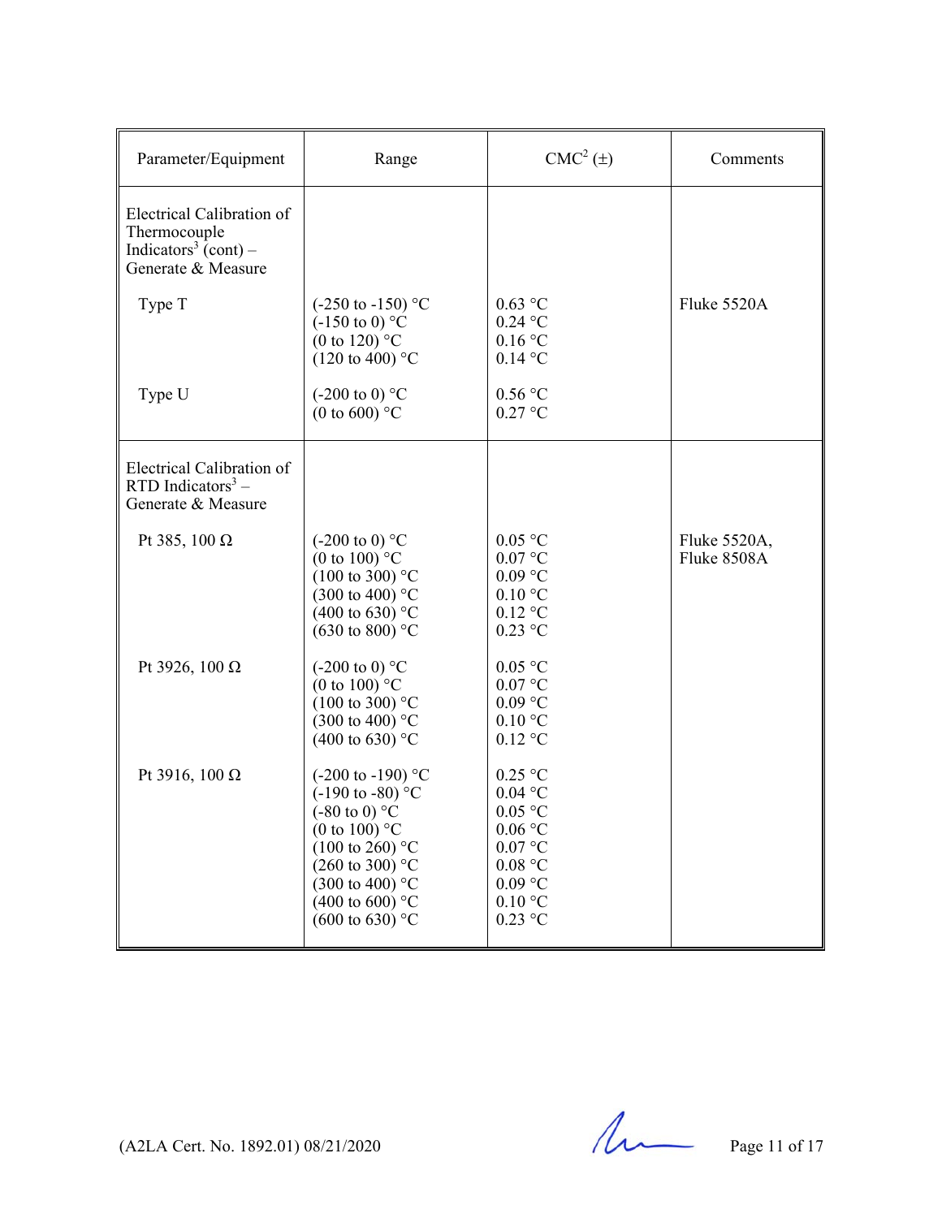| Parameter/Equipment | Range | CMC[2] (±) | Comments |
|---|---|---|---|
| Electrical Calibration of Thermocouple Indicators[3] (cont) – Generate & Measure | | | |
| Type T | (-250 to -150) °C<br>(-150 to 0) °C<br>(0 to 120) °C<br>(120 to 400) °C | 0.63 °C<br>0.24 °C<br>0.16 °C<br>0.14 °C | Fluke 5520A |
| Type U | (-200 to 0) °C<br>(0 to 600) °C | 0.56 °C<br>0.27 °C | |
| Electrical Calibration of RTD Indicators[3] – Generate & Measure | | | |
| Pt 385, 100 Ω | (-200 to 0) °C<br>(0 to 100) °C<br>(100 to 300) °C<br>(300 to 400) °C<br>(400 to 630) °C<br>(630 to 800) °C | 0.05 °C<br>0.07 °C<br>0.09 °C<br>0.10 °C<br>0.12 °C<br>0.23 °C | Fluke 5520A,<br>Fluke 8508A |
| Pt 3926, 100 Ω | (-200 to 0) °C<br>(0 to 100) °C<br>(100 to 300) °C<br>(300 to 400) °C<br>(400 to 630) °C | 0.05 °C<br>0.07 °C<br>0.09 °C<br>0.10 °C<br>0.12 °C | |
| Pt 3916, 100 Ω | (-200 to -190) °C<br>(-190 to -80) °C<br>(-80 to 0) °C<br>(0 to 100) °C<br>(100 to 260) °C<br>(260 to 300) °C<br>(300 to 400) °C<br>(400 to 600) °C<br>(600 to 630) °C | 0.25 °C<br>0.04 °C<br>0.05 °C<br>0.06 °C<br>0.07 °C<br>0.08 °C<br>0.09 °C<br>0.10 °C<br>0.23 °C | |

(A2LA Cert. No. 1892.01) 08/21/2020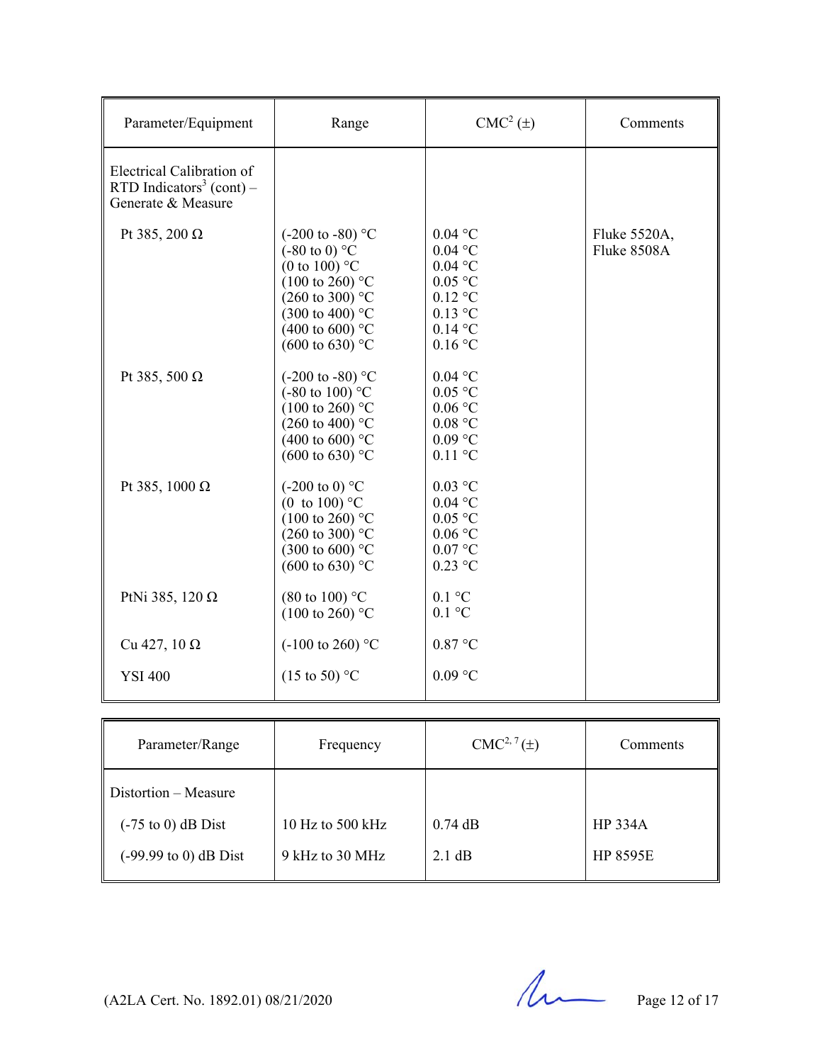| Parameter/Equipment | Range | CMC[2] (±) | Comments |
|---|---|---|---|
| Electrical Calibration of RTD Indicators[3] (cont) – Generate & Measure | | | |
| Pt 385, 200 Ω | (-200 to -80) °C<br>(-80 to 0) °C<br>(0 to 100) °C<br>(100 to 260) °C<br>(260 to 300) °C<br>(300 to 400) °C<br>(400 to 600) °C<br>(600 to 630) °C | 0.04 °C<br>0.04 °C<br>0.04 °C<br>0.05 °C<br>0.12 °C<br>0.13 °C<br>0.14 °C<br>0.16 °C | Fluke 5520A,<br>Fluke 8508A |
| Pt 385, 500 Ω | (-200 to -80) °C<br>(-80 to 100) °C<br>(100 to 260) °C<br>(260 to 400) °C<br>(400 to 600) °C<br>(600 to 630) °C | 0.04 °C<br>0.05 °C<br>0.06 °C<br>0.08 °C<br>0.09 °C<br>0.11 °C | |
| Pt 385, 1000 Ω | (-200 to 0) °C<br>(0 to 100) °C<br>(100 to 260) °C<br>(260 to 300) °C<br>(300 to 600) °C<br>(600 to 630) °C | 0.03 °C<br>0.04 °C<br>0.05 °C<br>0.06 °C<br>0.07 °C<br>0.23 °C | |
| PtNi 385, 120 Ω | (80 to 100) °C<br>(100 to 260) °C | 0.1 °C<br>0.1 °C | |
| Cu 427, 10 Ω | (-100 to 260) °C | 0.87 °C | |
| YSI 400 | (15 to 50) °C | 0.09 °C | |

| Parameter/Range | Frequency | CMC[2, 7] (±) | Comments |
|---|---|---|---|
| Distortion – Measure | | | |
| (-75 to 0) dB Dist | 10 Hz to 500 kHz | 0.74 dB | HP 334A |
| (-99.99 to 0) dB Dist | 9 kHz to 30 MHz | 2.1 dB | HP 8595E |

(A2LA Cert. No. 1892.01) 08/21/2020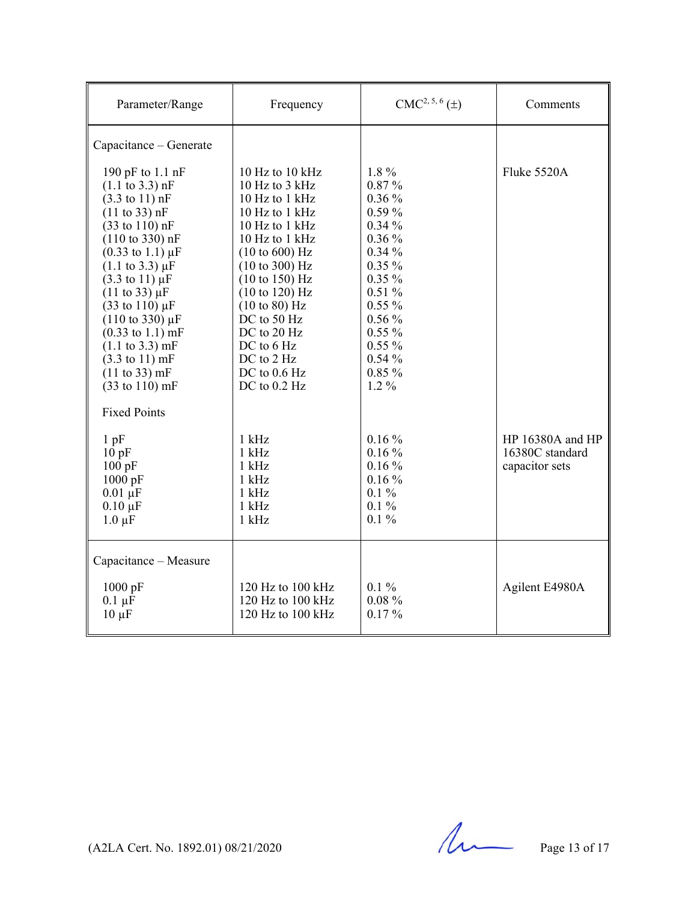| Parameter/Range | Frequency | CMC[2, 5, 6] (±) | Comments |
|---|---|---|---|
| Capacitance – Generate | | | |
| 190 pF to 1.1 nF | 10 Hz to 10 kHz | 1.8 % | Fluke 5520A |
| (1.1 to 3.3) nF | 10 Hz to 3 kHz | 0.87 % | |
| (3.3 to 11) nF | 10 Hz to 1 kHz | 0.36 % | |
| (11 to 33) nF | 10 Hz to 1 kHz | 0.59 % | |
| (33 to 110) nF | 10 Hz to 1 kHz | 0.34 % | |
| (110 to 330) nF | 10 Hz to 1 kHz | 0.36 % | |
| (0.33 to 1.1) µF | (10 to 600) Hz | 0.34 % | |
| (1.1 to 3.3) µF | (10 to 300) Hz | 0.35 % | |
| (3.3 to 11) µF | (10 to 150) Hz | 0.35 % | |
| (11 to 33) µF | (10 to 120) Hz | 0.51 % | |
| (33 to 110) µF | (10 to 80) Hz | 0.55 % | |
| (110 to 330) µF | DC to 50 Hz | 0.56 % | |
| (0.33 to 1.1) mF | DC to 20 Hz | 0.55 % | |
| (1.1 to 3.3) mF | DC to 6 Hz | 0.55 % | |
| (3.3 to 11) mF | DC to 2 Hz | 0.54 % | |
| (11 to 33) mF | DC to 0.6 Hz | 0.85 % | |
| (33 to 110) mF | DC to 0.2 Hz | 1.2 % | |
| Fixed Points | | | |
| 1 pF | 1 kHz | 0.16 % | HP 16380A and HP 16380C standard capacitor sets |
| 10 pF | 1 kHz | 0.16 % | |
| 100 pF | 1 kHz | 0.16 % | |
| 1000 pF | 1 kHz | 0.16 % | |
| 0.01 µF | 1 kHz | 0.1 % | |
| 0.10 µF | 1 kHz | 0.1 % | |
| 1.0 µF | 1 kHz | 0.1 % | |
| Capacitance – Measure | | | |
| 1000 pF | 120 Hz to 100 kHz | 0.1 % | Agilent E4980A |
| 0.1 µF | 120 Hz to 100 kHz | 0.08 % | |
| 10 µF | 120 Hz to 100 kHz | 0.17 % | |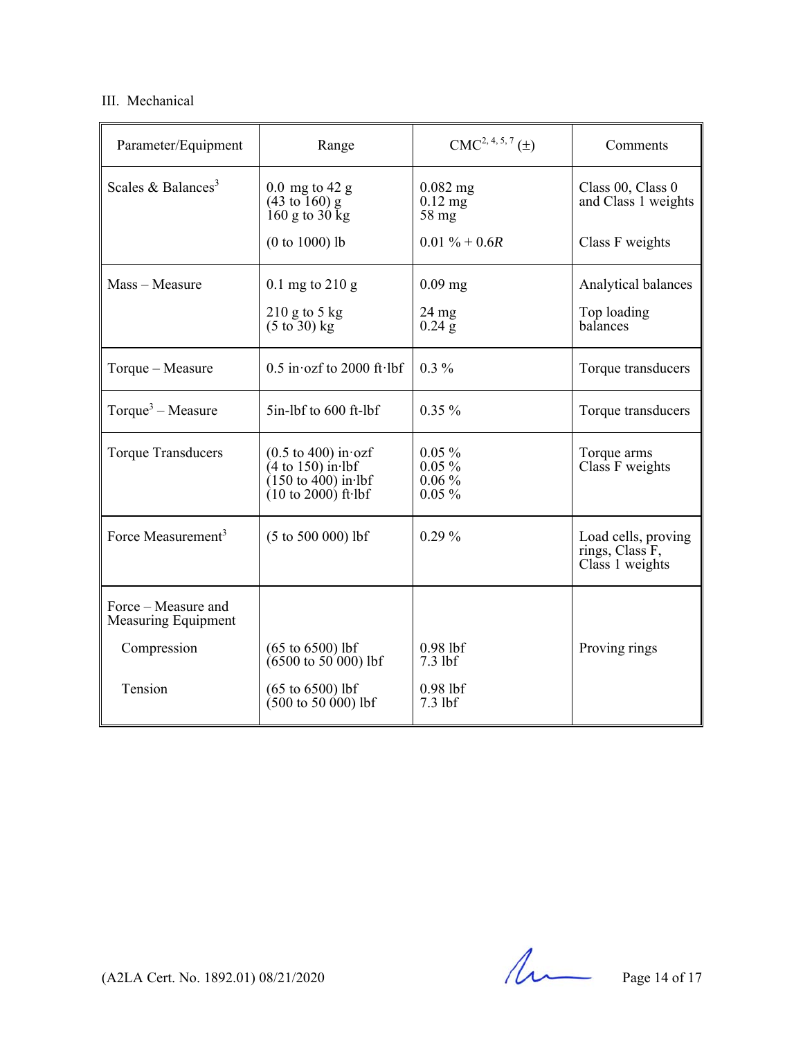III. Mechanical

| Parameter/Equipment | Range | CMC[2, 4, 5, 7] (±) | Comments |
|---|---|---|---|
| Scales & Balances[3] | 0.0 mg to 42 g<br>(43 to 160) g<br>160 g to 30 kg<br><br>(0 to 1000) lb | 0.082 mg<br>0.12 mg<br>58 mg<br><br>0.01 % + 0.6*R* | Class 00, Class 0 and Class 1 weights<br><br><br>Class F weights |
| Mass – Measure | 0.1 mg to 210 g<br><br>210 g to 5 kg<br>(5 to 30) kg | 0.09 mg<br><br>24 mg<br>0.24 g | Analytical balances<br><br>Top loading balances |
| Torque – Measure | 0.5 in·ozf to 2000 ft·lbf | 0.3 % | Torque transducers |
| Torque[3] – Measure | 5in-lbf to 600 ft-lbf | 0.35 % | Torque transducers |
| Torque Transducers | (0.5 to 400) in·ozf<br>(4 to 150) in·lbf<br>(150 to 400) in·lbf<br>(10 to 2000) ft·lbf | 0.05 %<br>0.05 %<br>0.06 %<br>0.05 % | Torque arms<br>Class F weights |
| Force Measurement[3] | (5 to 500 000) lbf | 0.29 % | Load cells, proving rings, Class F, Class 1 weights |
| Force – Measure and Measuring Equipment<br><br>Compression<br><br><br>Tension | <br><br>(65 to 6500) lbf<br>(6500 to 50 000) lbf<br><br>(65 to 6500) lbf<br>(500 to 50 000) lbf | <br><br>0.98 lbf<br>7.3 lbf<br><br>0.98 lbf<br>7.3 lbf | <br><br>Proving rings |

(A2LA Cert. No. 1892.01) 08/21/2020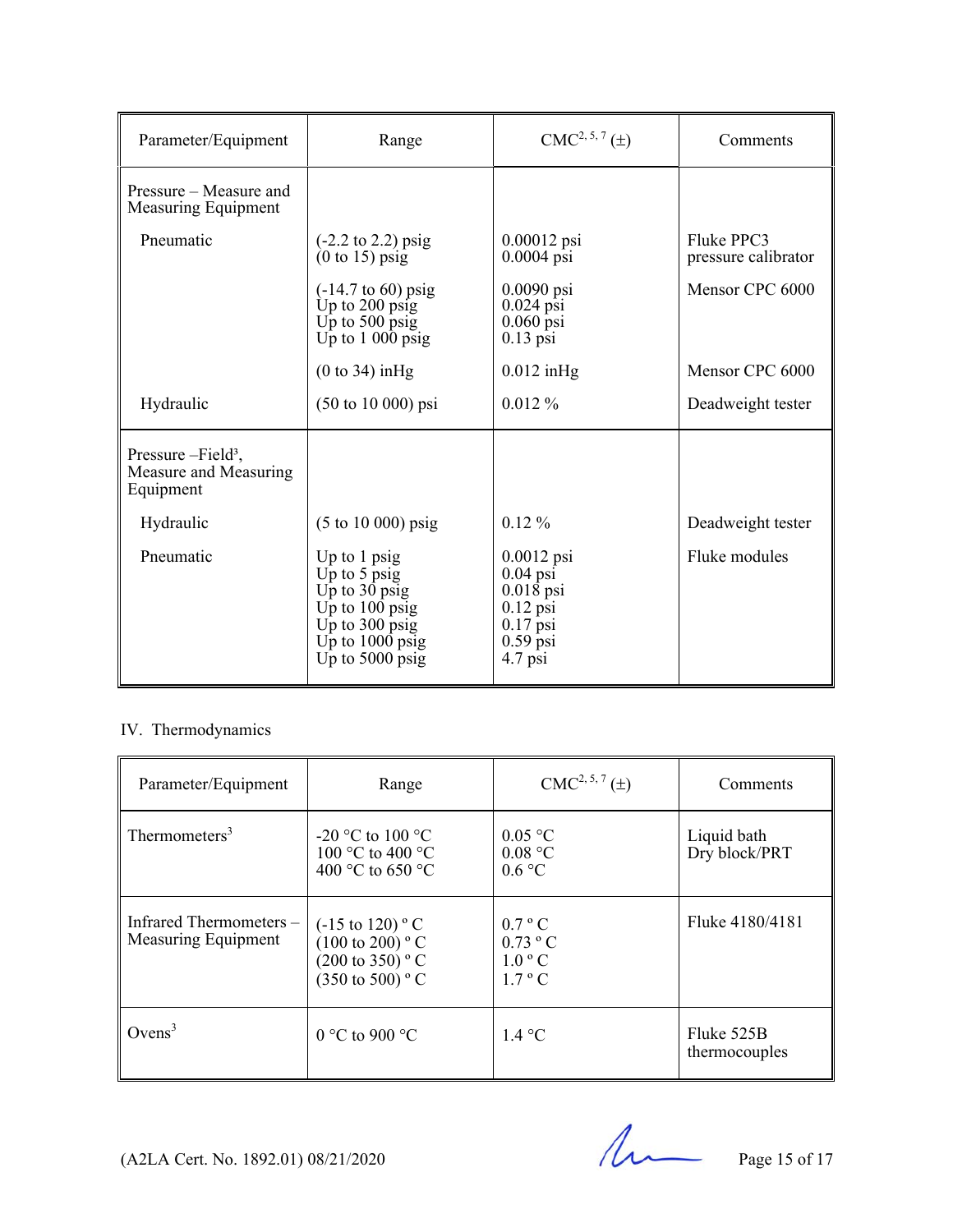| Parameter/Equipment | Range | CMC[2, 5, 7] (±) | Comments |
|---|---|---|---|
| Pressure – Measure and Measuring Equipment | | | |
| Pneumatic | (-2.2 to 2.2) psig<br>(0 to 15) psig | 0.00012 psi<br>0.0004 psi | Fluke PPC3 pressure calibrator |
| | (-14.7 to 60) psig<br>Up to 200 psig<br>Up to 500 psig<br>Up to 1 000 psig | 0.0090 psi<br>0.024 psi<br>0.060 psi<br>0.13 psi | Mensor CPC 6000 |
| | (0 to 34) inHg | 0.012 inHg | Mensor CPC 6000 |
| Hydraulic | (50 to 10 000) psi | 0.012 % | Deadweight tester |
| Pressure –Field[3], Measure and Measuring Equipment | | | |
| Hydraulic | (5 to 10 000) psig | 0.12 % | Deadweight tester |
| Pneumatic | Up to 1 psig<br>Up to 5 psig<br>Up to 30 psig<br>Up to 100 psig<br>Up to 300 psig<br>Up to 1000 psig<br>Up to 5000 psig | 0.0012 psi<br>0.04 psi<br>0.018 psi<br>0.12 psi<br>0.17 psi<br>0.59 psi<br>4.7 psi | Fluke modules |

IV. Thermodynamics

| Parameter/Equipment | Range | CMC[2, 5, 7] (±) | Comments |
|---|---|---|---|
| Thermometers[3] | -20 °C to 100 °C<br>100 °C to 400 °C<br>400 °C to 650 °C | 0.05 °C<br>0.08 °C<br>0.6 °C | Liquid bath<br>Dry block/PRT |
| Infrared Thermometers – Measuring Equipment | (-15 to 120) º C<br>(100 to 200) º C<br>(200 to 350) º C<br>(350 to 500) º C | 0.7 º C<br>0.73 º C<br>1.0 º C<br>1.7 º C | Fluke 4180/4181 |
| Ovens[3] | 0 °C to 900 °C | 1.4 °C | Fluke 525B thermocouples |

(A2LA Cert. No. 1892.01) 08/21/2020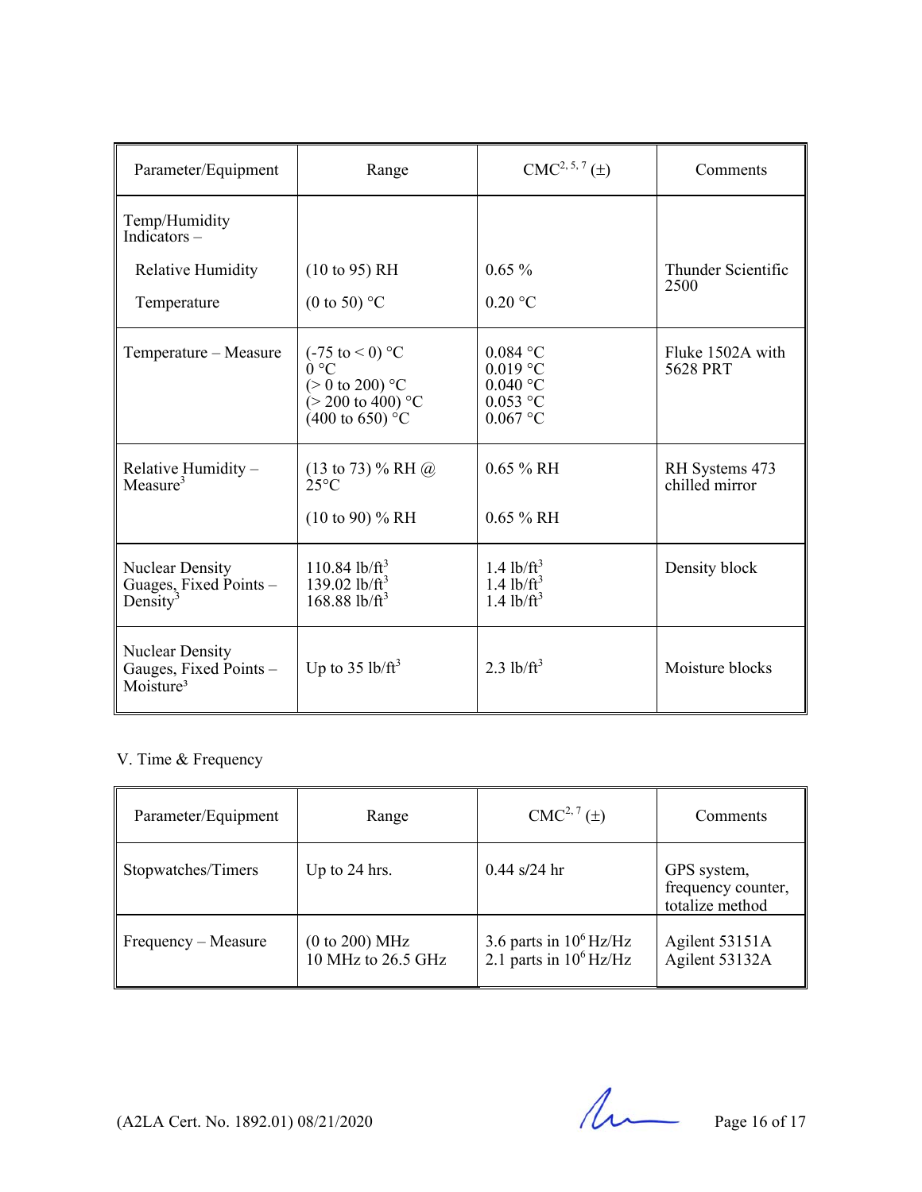| Parameter/Equipment | Range | CMC[2, 5, 7] (±) | Comments |
|---|---|---|---|
| Temp/Humidity Indicators – | | | |
| Relative Humidity | (10 to 95) RH | 0.65 % | Thunder Scientific 2500 |
| Temperature | (0 to 50) °C | 0.20 °C | |
| Temperature – Measure | (-75 to < 0) °C<br>0 °C<br>(> 0 to 200) °C<br>(> 200 to 400) °C<br>(400 to 650) °C | 0.084 °C<br>0.019 °C<br>0.040 °C<br>0.053 °C<br>0.067 °C | Fluke 1502A with 5628 PRT |
| Relative Humidity – Measure[3] | (13 to 73) % RH @ 25°C<br><br>(10 to 90) % RH | 0.65 % RH<br><br>0.65 % RH | RH Systems 473 chilled mirror |
| Nuclear Density Guages, Fixed Points – Density[3] | 110.84 lb/ft$^3$<br>139.02 lb/ft$^3$<br>168.88 lb/ft$^3$ | 1.4 lb/ft$^3$<br>1.4 lb/ft$^3$<br>1.4 lb/ft$^3$ | Density block |
| Nuclear Density Gauges, Fixed Points – Moisture[3] | Up to 35 lb/ft$^3$ | 2.3 lb/ft$^3$ | Moisture blocks |

V. Time & Frequency

| Parameter/Equipment | Range | CMC[2, 7] (±) | Comments |
|---|---|---|---|
| Stopwatches/Timers | Up to 24 hrs. | 0.44 s/24 hr | GPS system, frequency counter, totalize method |
| Frequency – Measure | (0 to 200) MHz<br>10 MHz to 26.5 GHz | 3.6 parts in $10^6$ Hz/Hz<br>2.1 parts in $10^6$ Hz/Hz | Agilent 53151A<br>Agilent 53132A |

(A2LA Cert. No. 1892.01) 08/21/2020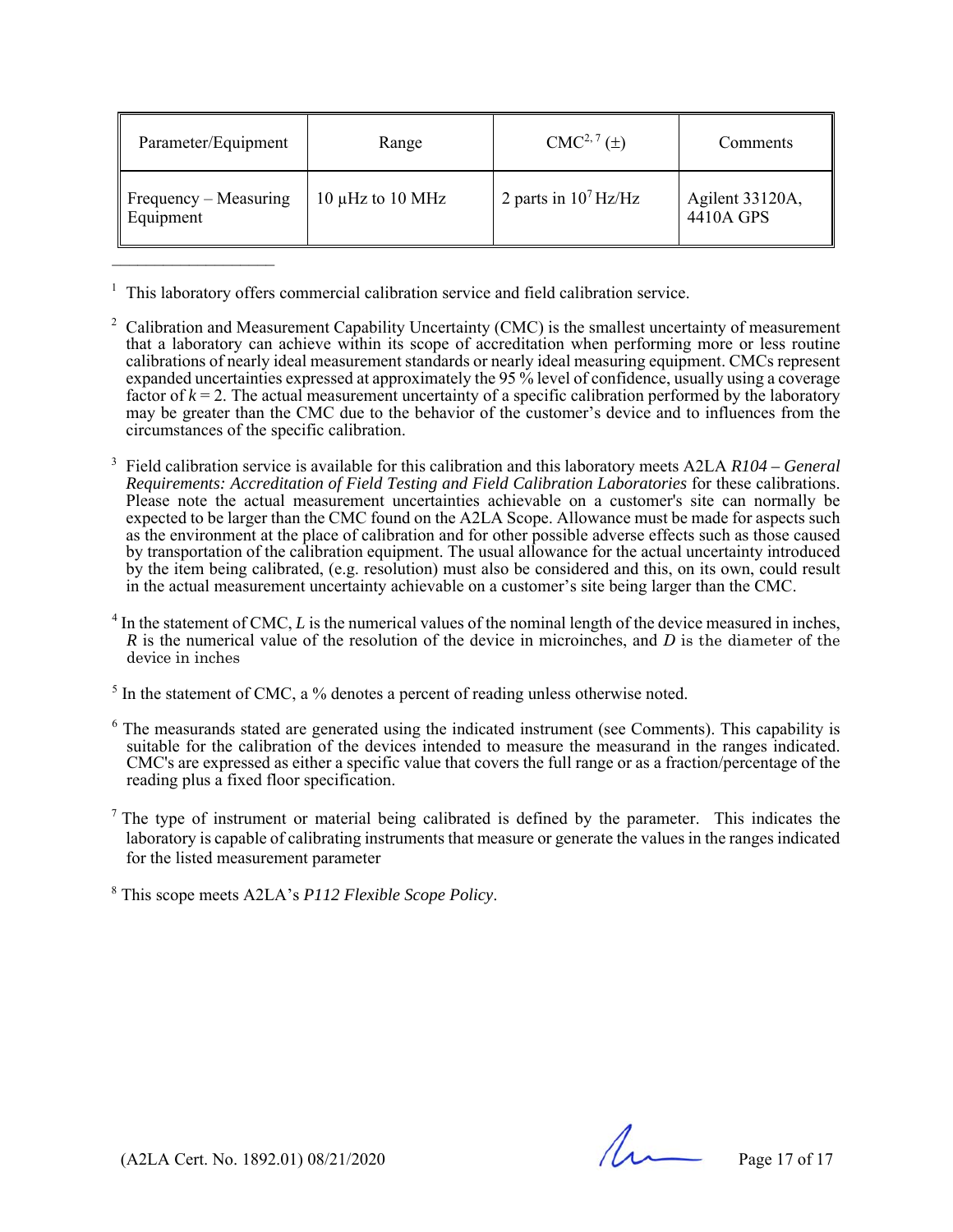| Parameter/Equipment | Range | CMC[2, 7] (±) | Comments |
|---|---|---|---|
| Frequency – Measuring Equipment | 10 µHz to 10 MHz | 2 parts in $10^7$ Hz/Hz | Agilent 33120A, 4410A GPS |

---

[1] This laboratory offers commercial calibration service and field calibration service.

[2] Calibration and Measurement Capability Uncertainty (CMC) is the smallest uncertainty of measurement that a laboratory can achieve within its scope of accreditation when performing more or less routine calibrations of nearly ideal measurement standards or nearly ideal measuring equipment. CMCs represent expanded uncertainties expressed at approximately the 95 % level of confidence, usually using a coverage factor of $k = 2$. The actual measurement uncertainty of a specific calibration performed by the laboratory may be greater than the CMC due to the behavior of the customer's device and to influences from the circumstances of the specific calibration.

[3] Field calibration service is available for this calibration and this laboratory meets A2LA *R104 – General Requirements: Accreditation of Field Testing and Field Calibration Laboratories* for these calibrations. Please note the actual measurement uncertainties achievable on a customer's site can normally be expected to be larger than the CMC found on the A2LA Scope. Allowance must be made for aspects such as the environment at the place of calibration and for other possible adverse effects such as those caused by transportation of the calibration equipment. The usual allowance for the actual uncertainty introduced by the item being calibrated, (e.g. resolution) must also be considered and this, on its own, could result in the actual measurement uncertainty achievable on a customer's site being larger than the CMC.

[4] In the statement of CMC, $L$ is the numerical values of the nominal length of the device measured in inches, $R$ is the numerical value of the resolution of the device in microinches, and $D$ is the diameter of the device in inches

[5] In the statement of CMC, a % denotes a percent of reading unless otherwise noted.

[6] The measurands stated are generated using the indicated instrument (see Comments). This capability is suitable for the calibration of the devices intended to measure the measurand in the ranges indicated. CMC's are expressed as either a specific value that covers the full range or as a fraction/percentage of the reading plus a fixed floor specification.

[7] The type of instrument or material being calibrated is defined by the parameter. This indicates the laboratory is capable of calibrating instruments that measure or generate the values in the ranges indicated for the listed measurement parameter

[8] This scope meets A2LA's *P112 Flexible Scope Policy*.

(A2LA Cert. No. 1892.01) 08/21/2020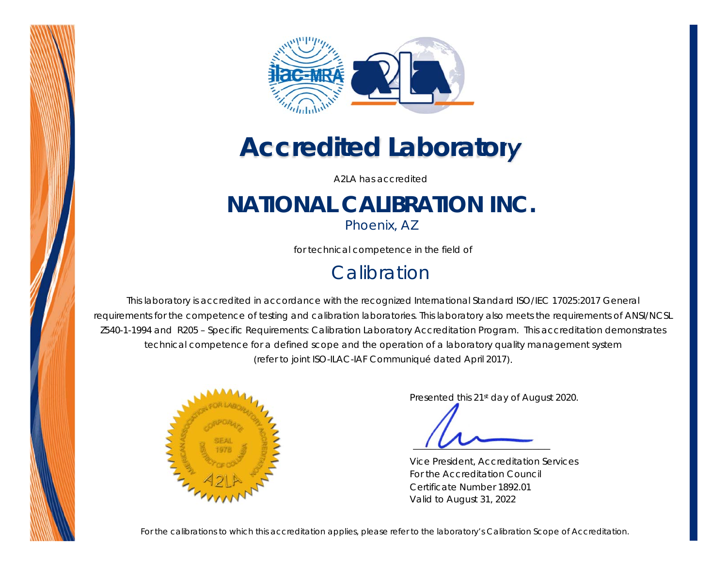# Accredited Laboratory

A2LA has accredited

## NATIONAL CALIBRATION INC.

Phoenix, AZ

for technical competence in the field of

## Calibration

This laboratory is accredited in accordance with the recognized International Standard ISO/IEC 17025:2017 General requirements for the competence of testing and calibration laboratories. This laboratory also meets the requirements of ANSI/NCSL Z540-1-1994 and R205 – Specific Requirements: Calibration Laboratory Accreditation Program. This accreditation demonstrates technical competence for a defined scope and the operation of a laboratory quality management system (refer to joint ISO-ILAC-IAF Communiqué dated April 2017).

AMERICAN ASSOCIATION FOR LABORATORY ACCREDITATION
CORPORATE SEAL 1978
DISTRICT OF COLUMBIA
A2LA

Presented this 21st day of August 2020.

Vice President, Accreditation Services
For the Accreditation Council
Certificate Number 1892.01
Valid to August 31, 2022

For the calibrations to which this accreditation applies, please refer to the laboratory's Calibration Scope of Accreditation.